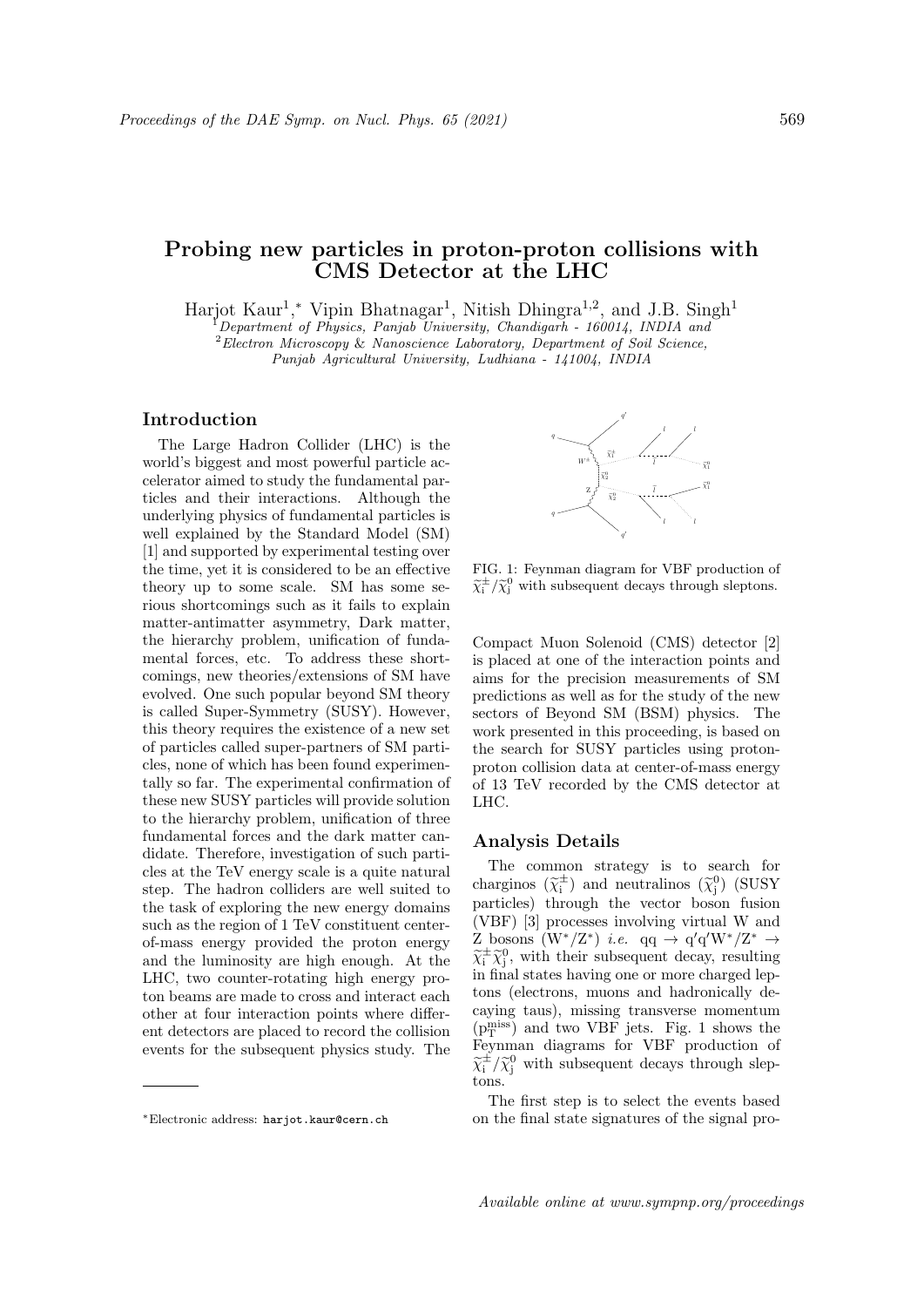# Probing new particles in proton-proton collisions with CMS Detector at the LHC

Harjot Kaur[1],* Vipin Bhatnagar[1], Nitish Dhingra[1,2], and J.B. Singh[1]

[1] *Department of Physics, Panjab University, Chandigarh - 160014, INDIA and*
[2] *Electron Microscopy & Nanoscience Laboratory, Department of Soil Science, Punjab Agricultural University, Ludhiana - 141004, INDIA*

## Introduction

The Large Hadron Collider (LHC) is the world's biggest and most powerful particle accelerator aimed to study the fundamental particles and their interactions. Although the underlying physics of fundamental particles is well explained by the Standard Model (SM) [1] and supported by experimental testing over the time, yet it is considered to be an effective theory up to some scale. SM has some serious shortcomings such as it fails to explain matter-antimatter asymmetry, Dark matter, the hierarchy problem, unification of fundamental forces, etc. To address these shortcomings, new theories/extensions of SM have evolved. One such popular beyond SM theory is called Super-Symmetry (SUSY). However, this theory requires the existence of a new set of particles called super-partners of SM particles, none of which has been found experimentally so far. The experimental confirmation of these new SUSY particles will provide solution to the hierarchy problem, unification of three fundamental forces and the dark matter candidate. Therefore, investigation of such particles at the TeV energy scale is a quite natural step. The hadron colliders are well suited to the task of exploring the new energy domains such as the region of 1 TeV constituent center-of-mass energy provided the proton energy and the luminosity are high enough. At the LHC, two counter-rotating high energy proton beams are made to cross and interact each other at four interaction points where different detectors are placed to record the collision events for the subsequent physics study. The Compact Muon Solenoid (CMS) detector [2] is placed at one of the interaction points and aims for the precision measurements of SM predictions as well as for the study of the new sectors of Beyond SM (BSM) physics. The work presented in this proceeding, is based on the search for SUSY particles using proton-proton collision data at center-of-mass energy of 13 TeV recorded by the CMS detector at LHC.

FIG. 1: Feynman diagram for VBF production of $\widetilde{\chi}_{\rm i}^{\pm}/\widetilde{\chi}_{\rm j}^{0}$ with subsequent decays through sleptons.

## Analysis Details

The common strategy is to search for charginos ($\widetilde{\chi}_{\rm i}^{\pm}$) and neutralinos ($\widetilde{\chi}_{\rm j}^{0}$) (SUSY particles) through the vector boson fusion (VBF) [3] processes involving virtual W and Z bosons ($W^*/Z^*$) *i.e.* $qq \rightarrow q'q'W^*/Z^* \rightarrow \widetilde{\chi}_{\rm i}^{\pm}\widetilde{\chi}_{\rm j}^{0}$, with their subsequent decay, resulting in final states having one or more charged leptons (electrons, muons and hadronically decaying taus), missing transverse momentum ($p_{\rm T}^{\rm miss}$) and two VBF jets. Fig. 1 shows the Feynman diagrams for VBF production of $\widetilde{\chi}_{\rm i}^{\pm}/\widetilde{\chi}_{\rm j}^{0}$ with subsequent decays through sleptons.

The first step is to select the events based on the final state signatures of the signal pro-

*Electronic address: harjot.kaur@cern.ch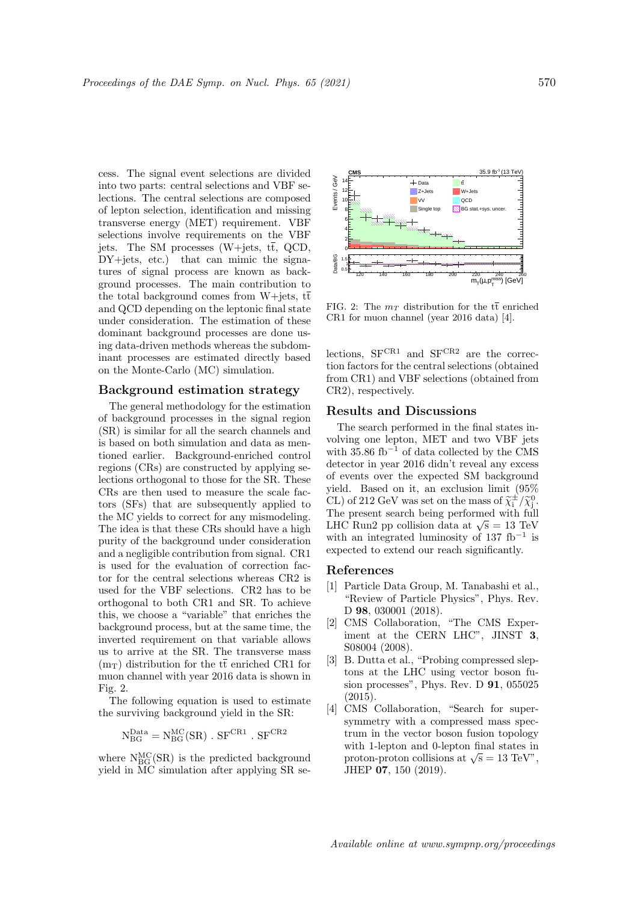cess. The signal event selections are divided into two parts: central selections and VBF selections. The central selections are composed of lepton selection, identification and missing transverse energy (MET) requirement. VBF selections involve requirements on the VBF jets. The SM processes (W+jets, $t\bar{t}$, QCD, DY+jets, etc.) that can mimic the signatures of signal process are known as background processes. The main contribution to the total background comes from W+jets, $t\bar{t}$ and QCD depending on the leptonic final state under consideration. The estimation of these dominant background processes are done using data-driven methods whereas the subdominant processes are estimated directly based on the Monte-Carlo (MC) simulation.

## Background estimation strategy

The general methodology for the estimation of background processes in the signal region (SR) is similar for all the search channels and is based on both simulation and data as mentioned earlier. Background-enriched control regions (CRs) are constructed by applying selections orthogonal to those for the SR. These CRs are then used to measure the scale factors (SFs) that are subsequently applied to the MC yields to correct for any mismodeling. The idea is that these CRs should have a high purity of the background under consideration and a negligible contribution from signal. CR1 is used for the evaluation of correction factor for the central selections whereas CR2 is used for the VBF selections. CR2 has to be orthogonal to both CR1 and SR. To achieve this, we choose a "variable" that enriches the background process, but at the same time, the inverted requirement on that variable allows us to arrive at the SR. The transverse mass ($m_T$) distribution for the $t\bar{t}$ enriched CR1 for muon channel with year 2016 data is shown in Fig. 2.

The following equation is used to estimate the surviving background yield in the SR:

$$N_{BG}^{Data} = N_{BG}^{MC}(SR) \; . \; SF^{CR1} \; . \; SF^{CR2}$$

where $N_{BG}^{MC}(SR)$ is the predicted background yield in MC simulation after applying SR selections, $SF^{CR1}$ and $SF^{CR2}$ are the correction factors for the central selections (obtained from CR1) and VBF selections (obtained from CR2), respectively.

CMS
35.9 fb$^{-1}$ (13 TeV)
Events / GeV
Data
Z+Jets
VV
Single top
$t\bar{t}$
W+Jets
QCD
BG stat.+sys. uncer.
Data/BG
$m_T(\mu,p_T^{miss})$ [GeV]

FIG. 2: The $m_T$ distribution for the $t\bar{t}$ enriched CR1 for muon channel (year 2016 data) [4].

## Results and Discussions

The search performed in the final states involving one lepton, MET and two VBF jets with 35.86 fb$^{-1}$ of data collected by the CMS detector in year 2016 didn't reveal any excess of events over the expected SM background yield. Based on it, an exclusion limit (95% CL) of 212 GeV was set on the mass of $\widetilde{\chi}_i^{\pm}/\widetilde{\chi}_j^0$. The present search being performed with full LHC Run2 pp collision data at $\sqrt{s}$ = 13 TeV with an integrated luminosity of 137 fb$^{-1}$ is expected to extend our reach significantly.

## References

[1] Particle Data Group, M. Tanabashi et al., "Review of Particle Physics", Phys. Rev. D **98**, 030001 (2018).

[2] CMS Collaboration, "The CMS Experiment at the CERN LHC", JINST **3**, S08004 (2008).

[3] B. Dutta et al., "Probing compressed sleptons at the LHC using vector boson fusion processes", Phys. Rev. D **91**, 055025 (2015).

[4] CMS Collaboration, "Search for supersymmetry with a compressed mass spectrum in the vector boson fusion topology with 1-lepton and 0-lepton final states in proton-proton collisions at $\sqrt{s}$ = 13 TeV", JHEP **07**, 150 (2019).